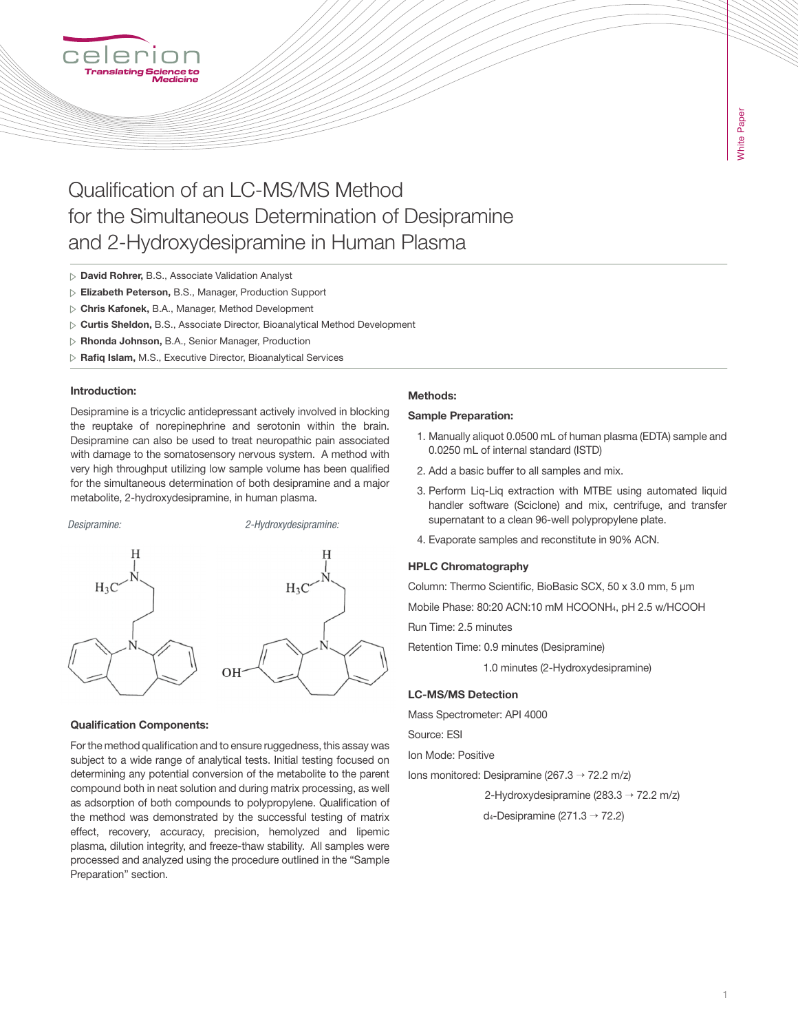# Qualification of an LC-MS/MS Method for the Simultaneous Determination of Desipramine and 2-Hydroxydesipramine in Human Plasma

- **David Rohrer,** B.S., Associate Validation Analyst
- **Elizabeth Peterson,** B.S., Manager, Production Support
- **Chris Kafonek,** B.A., Manager, Method Development
- **Curtis Sheldon,** B.S., Associate Director, Bioanalytical Method Development
- **Rhonda Johnson,** B.A., Senior Manager, Production
- **Rafiq Islam,** M.S., Executive Director, Bioanalytical Services

### Introduction:

Desipramine is a tricyclic antidepressant actively involved in blocking the reuptake of norepinephrine and serotonin within the brain. Desipramine can also be used to treat neuropathic pain associated with damage to the somatosensory nervous system. A method with very high throughput utilizing low sample volume has been qualified for the simultaneous determination of both desipramine and a major metabolite, 2-hydroxydesipramine, in human plasma.

*Desipramine:*

*2-Hydroxydesipramine:*

### Qualification Components:

For the method qualification and to ensure ruggedness, this assay was subject to a wide range of analytical tests. Initial testing focused on determining any potential conversion of the metabolite to the parent compound both in neat solution and during matrix processing, as well as adsorption of both compounds to polypropylene. Qualification of the method was demonstrated by the successful testing of matrix effect, recovery, accuracy, precision, hemolyzed and lipemic plasma, dilution integrity, and freeze-thaw stability. All samples were processed and analyzed using the procedure outlined in the "Sample Preparation" section.

### Methods:

**Sample Preparation:**

1. Manually aliquot 0.0500 mL of human plasma (EDTA) sample and 0.0250 mL of internal standard (ISTD)
2. Add a basic buffer to all samples and mix.
3. Perform Liq-Liq extraction with MTBE using automated liquid handler software (Sciclone) and mix, centrifuge, and transfer supernatant to a clean 96-well polypropylene plate.
4. Evaporate samples and reconstitute in 90% ACN.

### HPLC Chromatography

Column: Thermo Scientific, BioBasic SCX, 50 x 3.0 mm, 5 µm

Mobile Phase: 80:20 ACN:10 mM $HCOONH_4$, pH 2.5 w/HCOOH

Run Time: 2.5 minutes

Retention Time: 0.9 minutes (Desipramine)

1.0 minutes (2-Hydroxydesipramine)

### LC-MS/MS Detection

Mass Spectrometer: API 4000

Source: ESI

Ion Mode: Positive

Ions monitored: Desipramine (267.3 → 72.2 m/z)

2-Hydroxydesipramine (283.3 → 72.2 m/z)

$d_4$-Desipramine (271.3 → 72.2)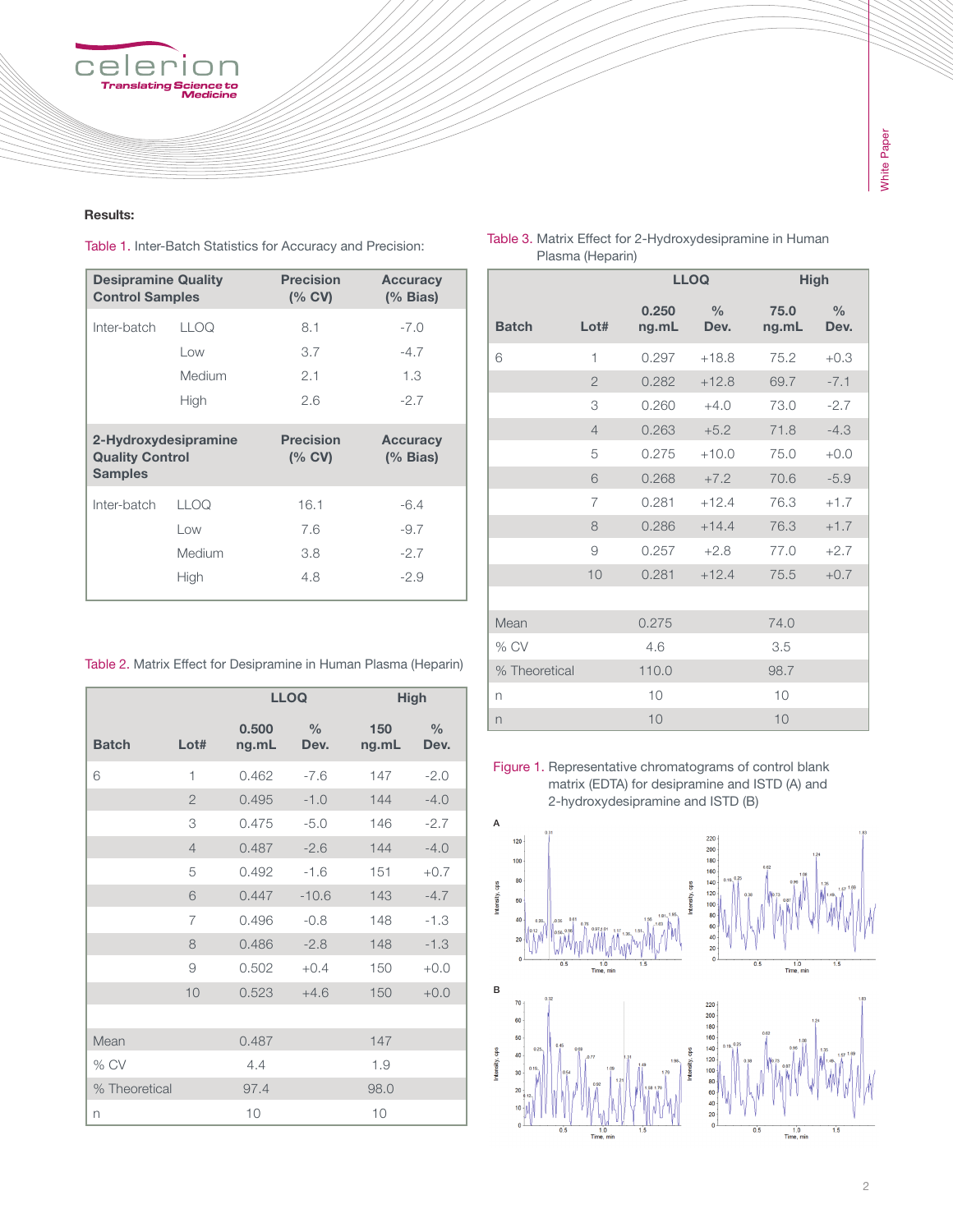**Results:**

Table 1. Inter-Batch Statistics for Accuracy and Precision:

| Desipramine Quality Control Samples | | Precision (% CV) | Accuracy (% Bias) |
|---|---|---|---|
| Inter-batch | LLOQ | 8.1 | -7.0 |
| | Low | 3.7 | -4.7 |
| | Medium | 2.1 | 1.3 |
| | High | 2.6 | -2.7 |
| **2-Hydroxydesipramine Quality Control Samples** | | **Precision (% CV)** | **Accuracy (% Bias)** |
| Inter-batch | LLOQ | 16.1 | -6.4 |
| | Low | 7.6 | -9.7 |
| | Medium | 3.8 | -2.7 |
| | High | 4.8 | -2.9 |

Table 2. Matrix Effect for Desipramine in Human Plasma (Heparin)

| | | LLOQ | | High | |
|---|---|---|---|---|---|
| **Batch** | **Lot#** | **0.500 ng.mL** | **% Dev.** | **150 ng.mL** | **% Dev.** |
| 6 | 1 | 0.462 | -7.6 | 147 | -2.0 |
| | 2 | 0.495 | -1.0 | 144 | -4.0 |
| | 3 | 0.475 | -5.0 | 146 | -2.7 |
| | 4 | 0.487 | -2.6 | 144 | -4.0 |
| | 5 | 0.492 | -1.6 | 151 | +0.7 |
| | 6 | 0.447 | -10.6 | 143 | -4.7 |
| | 7 | 0.496 | -0.8 | 148 | -1.3 |
| | 8 | 0.486 | -2.8 | 148 | -1.3 |
| | 9 | 0.502 | +0.4 | 150 | +0.0 |
| | 10 | 0.523 | +4.6 | 150 | +0.0 |
| | | | | | |
| Mean | | 0.487 | | 147 | |
| % CV | | 4.4 | | 1.9 | |
| % Theoretical | | 97.4 | | 98.0 | |
| n | | 10 | | 10 | |

Table 3. Matrix Effect for 2-Hydroxydesipramine in Human Plasma (Heparin)

| | | LLOQ | | High | |
|---|---|---|---|---|---|
| **Batch** | **Lot#** | **0.250 ng.mL** | **% Dev.** | **75.0 ng.mL** | **% Dev.** |
| 6 | 1 | 0.297 | +18.8 | 75.2 | +0.3 |
| | 2 | 0.282 | +12.8 | 69.7 | -7.1 |
| | 3 | 0.260 | +4.0 | 73.0 | -2.7 |
| | 4 | 0.263 | +5.2 | 71.8 | -4.3 |
| | 5 | 0.275 | +10.0 | 75.0 | +0.0 |
| | 6 | 0.268 | +7.2 | 70.6 | -5.9 |
| | 7 | 0.281 | +12.4 | 76.3 | +1.7 |
| | 8 | 0.286 | +14.4 | 76.3 | +1.7 |
| | 9 | 0.257 | +2.8 | 77.0 | +2.7 |
| | 10 | 0.281 | +12.4 | 75.5 | +0.7 |
| | | | | | |
| Mean | | 0.275 | | 74.0 | |
| % CV | | 4.6 | | 3.5 | |
| % Theoretical | | 110.0 | | 98.7 | |
| n | | 10 | | 10 | |
| n | | 10 | | 10 | |

Figure 1. Representative chromatograms of control blank matrix (EDTA) for desipramine and ISTD (A) and 2-hydroxydesipramine and ISTD (B)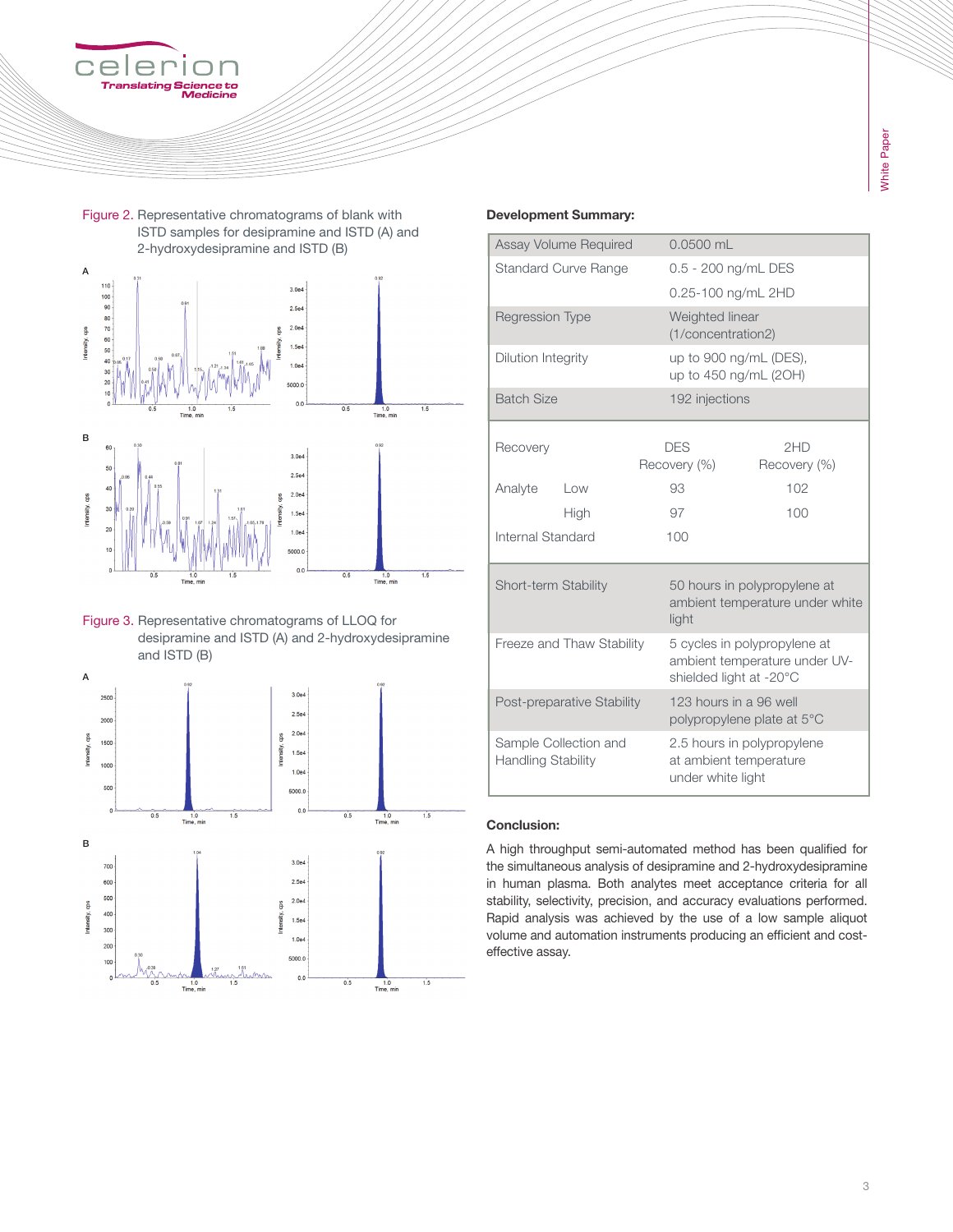Figure 2. Representative chromatograms of blank with ISTD samples for desipramine and ISTD (A) and 2-hydroxydesipramine and ISTD (B)

Figure 3. Representative chromatograms of LLOQ for desipramine and ISTD (A) and 2-hydroxydesipramine and ISTD (B)

**Development Summary:**

| | | |
|---|---|---|
| Assay Volume Required | 0.0500 mL | |
| Standard Curve Range | 0.5 - 200 ng/mL DES | |
| | 0.25-100 ng/mL 2HD | |
| Regression Type | Weighted linear (1/concentration2) | |
| Dilution Integrity | up to 900 ng/mL (DES), up to 450 ng/mL (2OH) | |
| Batch Size | 192 injections | |

| Recovery | | DES Recovery (%) | 2HD Recovery (%) |
|---|---|---|---|
| Analyte | Low | 93 | 102 |
| | High | 97 | 100 |
| Internal Standard | | 100 | |

| | |
|---|---|
| Short-term Stability | 50 hours in polypropylene at ambient temperature under white light |
| Freeze and Thaw Stability | 5 cycles in polypropylene at ambient temperature under UV-shielded light at -20°C |
| Post-preparative Stability | 123 hours in a 96 well polypropylene plate at 5°C |
| Sample Collection and Handling Stability | 2.5 hours in polypropylene at ambient temperature under white light |

**Conclusion:**

A high throughput semi-automated method has been qualified for the simultaneous analysis of desipramine and 2-hydroxydesipramine in human plasma. Both analytes meet acceptance criteria for all stability, selectivity, precision, and accuracy evaluations performed. Rapid analysis was achieved by the use of a low sample aliquot volume and automation instruments producing an efficient and cost-effective assay.